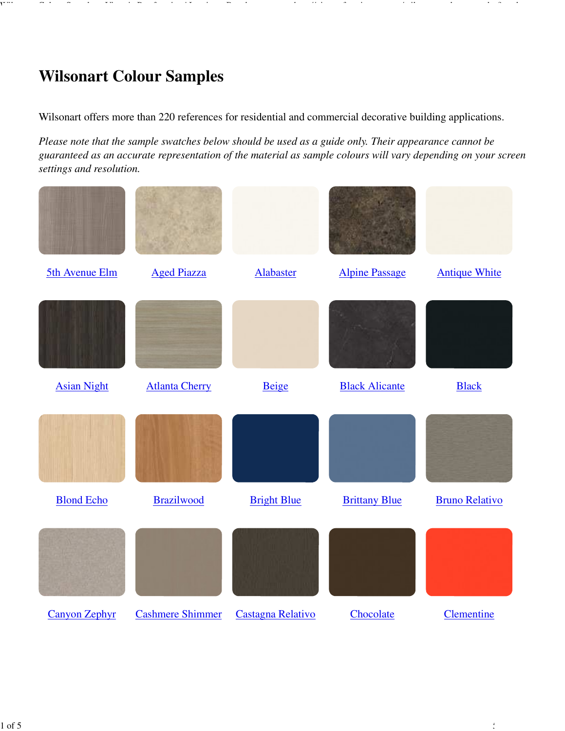# Wilsonart Colour Samples

Wilsonart offers more than 220 references for residential and commercial decorative building applications.

*Please note that the sample swatches below should be used as a guide only. Their appearance cannot be guaranteed as an accurate representation of the material as sample colours will vary depending on your screen settings and resolution.*

5th Avenue Elm

Aged Piazza

Alabaster

Alpine Passage

Antique White

Asian Night

Atlanta Cherry

Beige

Black Alicante

Black

Blond Echo

Brazilwood

Bright Blue

Brittany Blue

Bruno Relativo

Canyon Zephyr

Cashmere Shimmer

Castagna Relativo

Chocolate

Clementine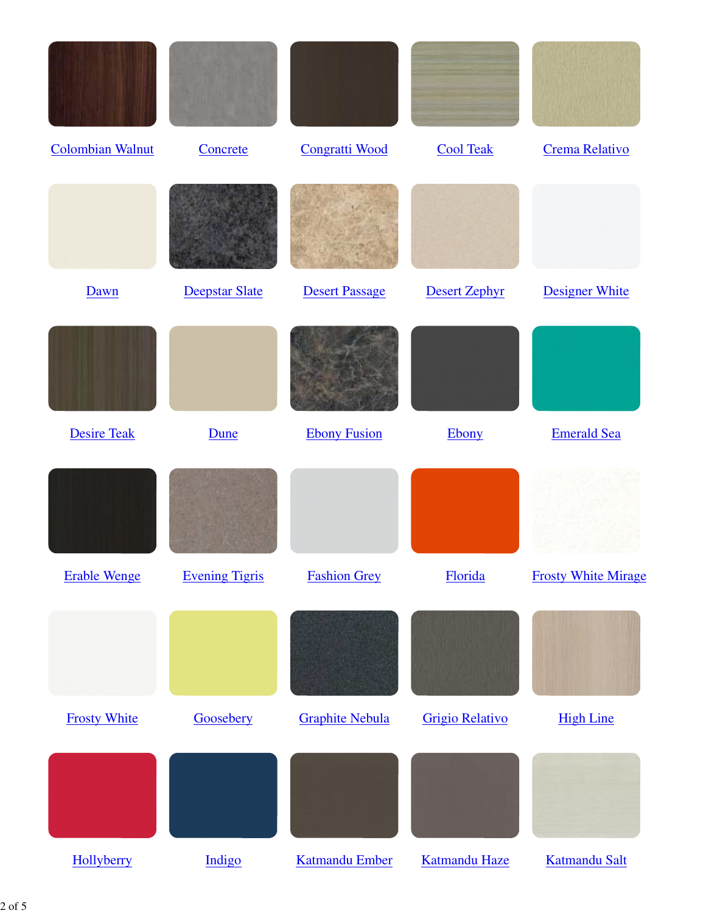| | | | | |
|---|---|---|---|---|
| Colombian Walnut | Concrete | Congratti Wood | Cool Teak | Crema Relativo |
| Dawn | Deepstar Slate | Desert Passage | Desert Zephyr | Designer White |
| Desire Teak | Dune | Ebony Fusion | Ebony | Emerald Sea |
| Erable Wenge | Evening Tigris | Fashion Grey | Florida | Frosty White Mirage |
| Frosty White | Goosebery | Graphite Nebula | Grigio Relativo | High Line |
| Hollyberry | Indigo | Katmandu Ember | Katmandu Haze | Katmandu Salt |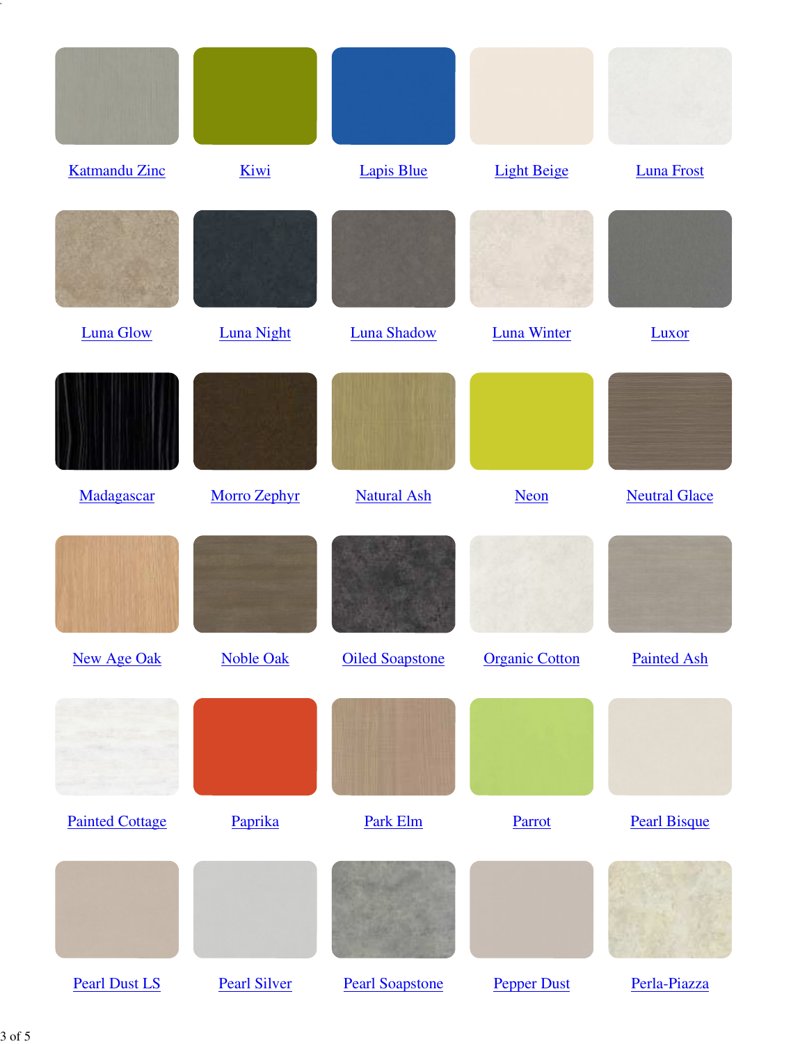| | | | | |
|---|---|---|---|---|
| Katmandu Zinc | Kiwi | Lapis Blue | Light Beige | Luna Frost |
| Luna Glow | Luna Night | Luna Shadow | Luna Winter | Luxor |
| Madagascar | Morro Zephyr | Natural Ash | Neon | Neutral Glace |
| New Age Oak | Noble Oak | Oiled Soapstone | Organic Cotton | Painted Ash |
| Painted Cottage | Paprika | Park Elm | Parrot | Pearl Bisque |
| Pearl Dust LS | Pearl Silver | Pearl Soapstone | Pepper Dust | Perla-Piazza |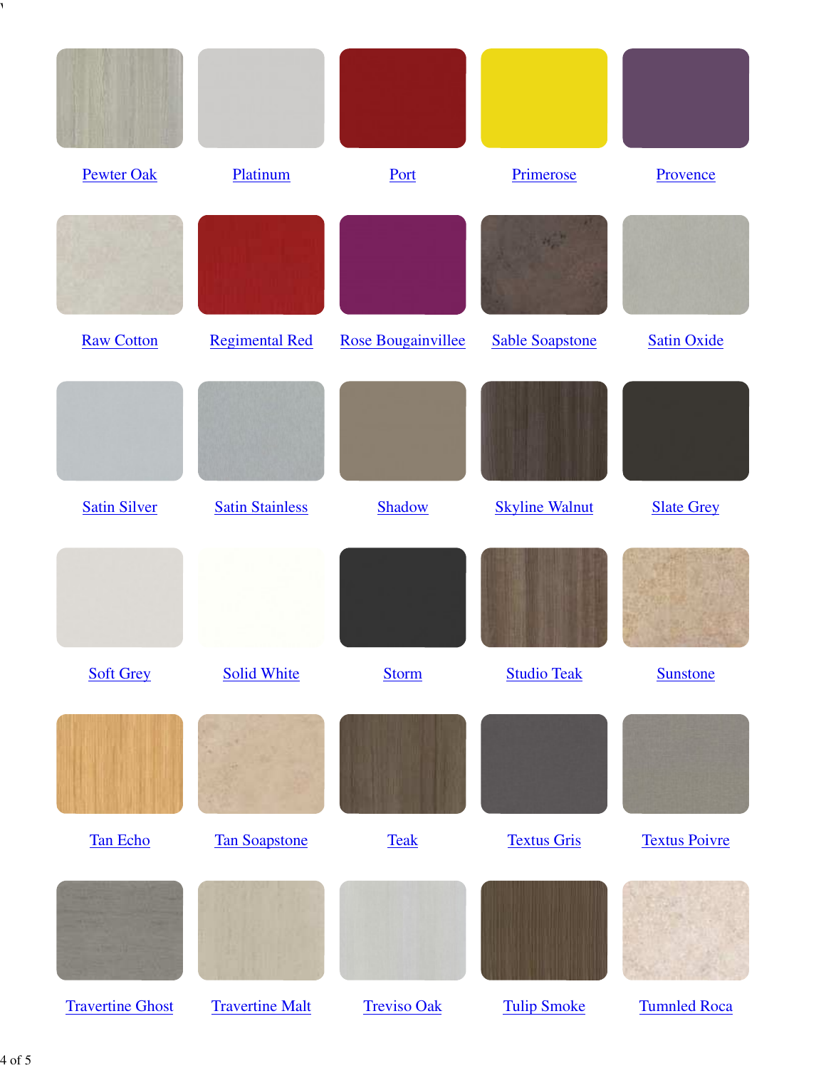| | | | | |
|---|---|---|---|---|
| Pewter Oak | Platinum | Port | Primerose | Provence |
| Raw Cotton | Regimental Red | Rose Bougainvillee | Sable Soapstone | Satin Oxide |
| Satin Silver | Satin Stainless | Shadow | Skyline Walnut | Slate Grey |
| Soft Grey | Solid White | Storm | Studio Teak | Sunstone |
| Tan Echo | Tan Soapstone | Teak | Textus Gris | Textus Poivre |
| Travertine Ghost | Travertine Malt | Treviso Oak | Tulip Smoke | Tumnled Roca |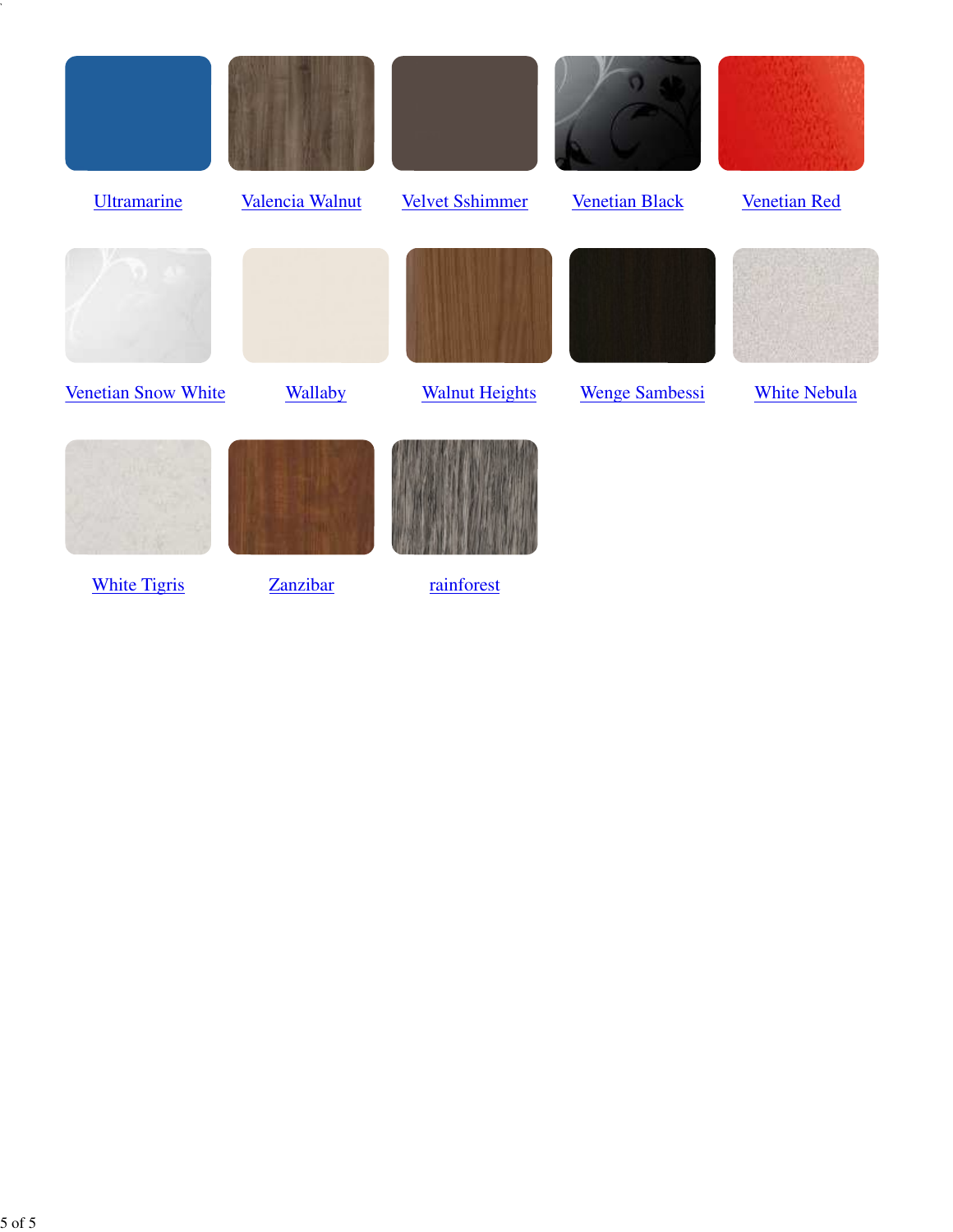Ultramarine

Valencia Walnut

Velvet Sshimmer

Venetian Black

Venetian Red

Venetian Snow White

Wallaby

Walnut Heights

Wenge Sambessi

White Nebula

White Tigris

Zanzibar

rainforest